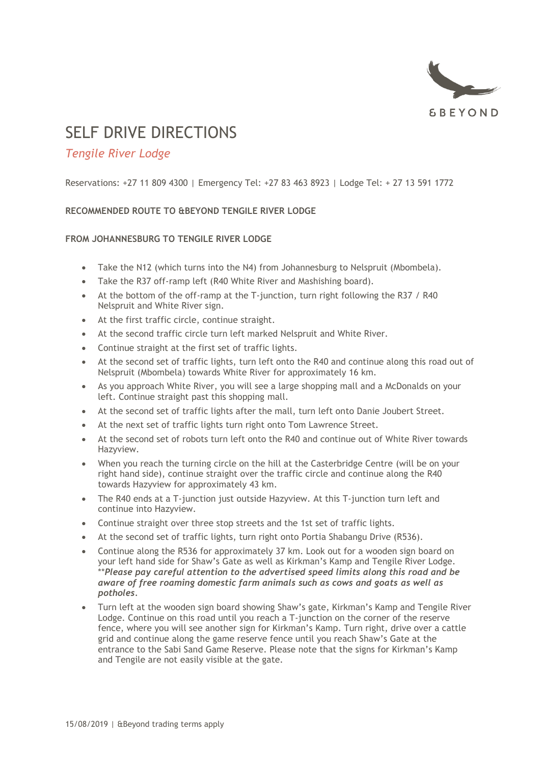&BEYOND

# SELF DRIVE DIRECTIONS

## *Tengile River Lodge*

Reservations: +27 11 809 4300 | Emergency Tel: +27 83 463 8923 | Lodge Tel: + 27 13 591 1772

**RECOMMENDED ROUTE TO &BEYOND TENGILE RIVER LODGE**

**FROM JOHANNESBURG TO TENGILE RIVER LODGE**

- Take the N12 (which turns into the N4) from Johannesburg to Nelspruit (Mbombela).
- Take the R37 off-ramp left (R40 White River and Mashishing board).
- At the bottom of the off-ramp at the T-junction, turn right following the R37 / R40 Nelspruit and White River sign.
- At the first traffic circle, continue straight.
- At the second traffic circle turn left marked Nelspruit and White River.
- Continue straight at the first set of traffic lights.
- At the second set of traffic lights, turn left onto the R40 and continue along this road out of Nelspruit (Mbombela) towards White River for approximately 16 km.
- As you approach White River, you will see a large shopping mall and a McDonalds on your left. Continue straight past this shopping mall.
- At the second set of traffic lights after the mall, turn left onto Danie Joubert Street.
- At the next set of traffic lights turn right onto Tom Lawrence Street.
- At the second set of robots turn left onto the R40 and continue out of White River towards Hazyview.
- When you reach the turning circle on the hill at the Casterbridge Centre (will be on your right hand side), continue straight over the traffic circle and continue along the R40 towards Hazyview for approximately 43 km.
- The R40 ends at a T-junction just outside Hazyview. At this T-junction turn left and continue into Hazyview.
- Continue straight over three stop streets and the 1st set of traffic lights.
- At the second set of traffic lights, turn right onto Portia Shabangu Drive (R536).
- Continue along the R536 for approximately 37 km. Look out for a wooden sign board on your left hand side for Shaw's Gate as well as Kirkman's Kamp and Tengile River Lodge. ***Please pay careful attention to the advertised speed limits along this road and be aware of free roaming domestic farm animals such as cows and goats as well as potholes*.**
- Turn left at the wooden sign board showing Shaw's gate, Kirkman's Kamp and Tengile River Lodge. Continue on this road until you reach a T-junction on the corner of the reserve fence, where you will see another sign for Kirkman's Kamp. Turn right, drive over a cattle grid and continue along the game reserve fence until you reach Shaw's Gate at the entrance to the Sabi Sand Game Reserve. Please note that the signs for Kirkman's Kamp and Tengile are not easily visible at the gate.

15/08/2019 | &Beyond trading terms apply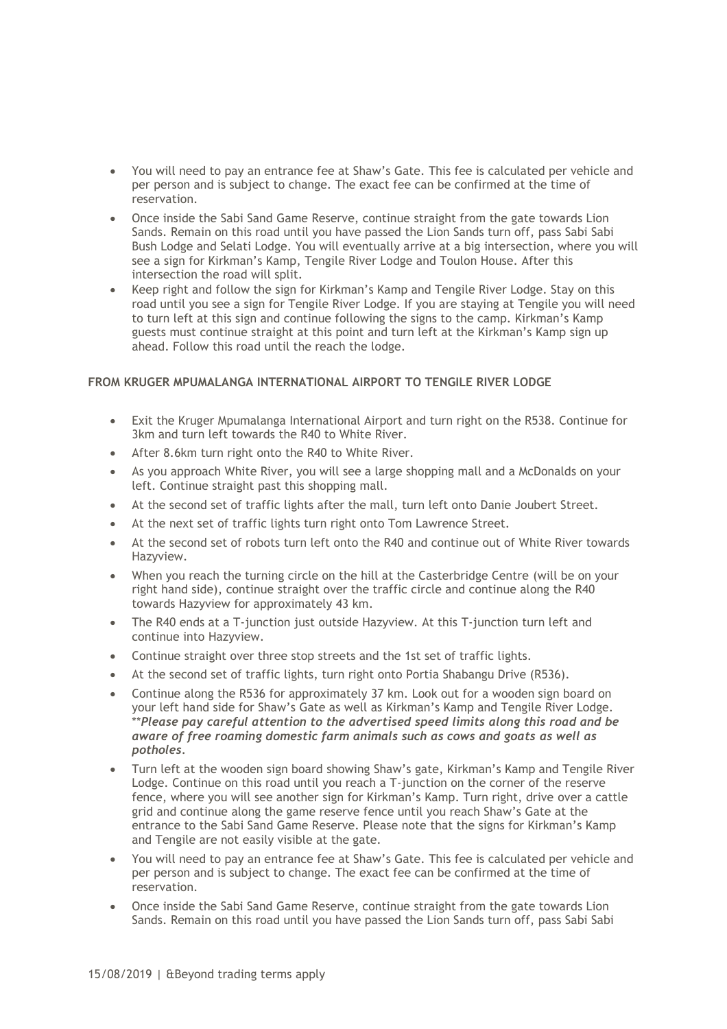- You will need to pay an entrance fee at Shaw's Gate. This fee is calculated per vehicle and per person and is subject to change. The exact fee can be confirmed at the time of reservation.
- Once inside the Sabi Sand Game Reserve, continue straight from the gate towards Lion Sands. Remain on this road until you have passed the Lion Sands turn off, pass Sabi Sabi Bush Lodge and Selati Lodge. You will eventually arrive at a big intersection, where you will see a sign for Kirkman's Kamp, Tengile River Lodge and Toulon House. After this intersection the road will split.
- Keep right and follow the sign for Kirkman's Kamp and Tengile River Lodge. Stay on this road until you see a sign for Tengile River Lodge. If you are staying at Tengile you will need to turn left at this sign and continue following the signs to the camp. Kirkman's Kamp guests must continue straight at this point and turn left at the Kirkman's Kamp sign up ahead. Follow this road until the reach the lodge.

**FROM KRUGER MPUMALANGA INTERNATIONAL AIRPORT TO TENGILE RIVER LODGE**

- Exit the Kruger Mpumalanga International Airport and turn right on the R538. Continue for 3km and turn left towards the R40 to White River.
- After 8.6km turn right onto the R40 to White River.
- As you approach White River, you will see a large shopping mall and a McDonalds on your left. Continue straight past this shopping mall.
- At the second set of traffic lights after the mall, turn left onto Danie Joubert Street.
- At the next set of traffic lights turn right onto Tom Lawrence Street.
- At the second set of robots turn left onto the R40 and continue out of White River towards Hazyview.
- When you reach the turning circle on the hill at the Casterbridge Centre (will be on your right hand side), continue straight over the traffic circle and continue along the R40 towards Hazyview for approximately 43 km.
- The R40 ends at a T-junction just outside Hazyview. At this T-junction turn left and continue into Hazyview.
- Continue straight over three stop streets and the 1st set of traffic lights.
- At the second set of traffic lights, turn right onto Portia Shabangu Drive (R536).
- Continue along the R536 for approximately 37 km. Look out for a wooden sign board on your left hand side for Shaw's Gate as well as Kirkman's Kamp and Tengile River Lodge. ***Please pay careful attention to the advertised speed limits along this road and be aware of free roaming domestic farm animals such as cows and goats as well as potholes.***
- Turn left at the wooden sign board showing Shaw's gate, Kirkman's Kamp and Tengile River Lodge. Continue on this road until you reach a T-junction on the corner of the reserve fence, where you will see another sign for Kirkman's Kamp. Turn right, drive over a cattle grid and continue along the game reserve fence until you reach Shaw's Gate at the entrance to the Sabi Sand Game Reserve. Please note that the signs for Kirkman's Kamp and Tengile are not easily visible at the gate.
- You will need to pay an entrance fee at Shaw's Gate. This fee is calculated per vehicle and per person and is subject to change. The exact fee can be confirmed at the time of reservation.
- Once inside the Sabi Sand Game Reserve, continue straight from the gate towards Lion Sands. Remain on this road until you have passed the Lion Sands turn off, pass Sabi Sabi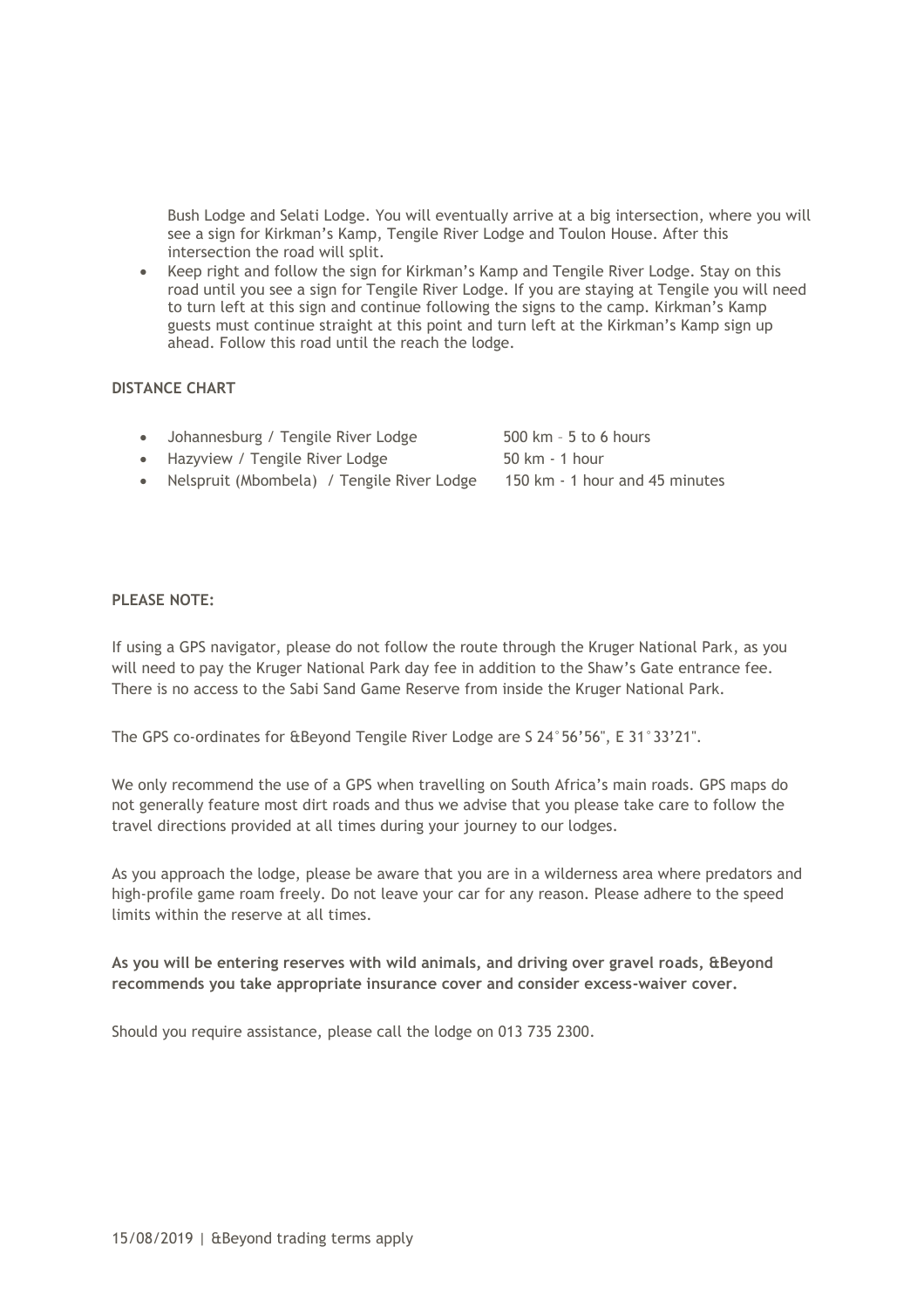Bush Lodge and Selati Lodge. You will eventually arrive at a big intersection, where you will see a sign for Kirkman's Kamp, Tengile River Lodge and Toulon House. After this intersection the road will split.

- Keep right and follow the sign for Kirkman's Kamp and Tengile River Lodge. Stay on this road until you see a sign for Tengile River Lodge. If you are staying at Tengile you will need to turn left at this sign and continue following the signs to the camp. Kirkman's Kamp guests must continue straight at this point and turn left at the Kirkman's Kamp sign up ahead. Follow this road until the reach the lodge.

**DISTANCE CHART**

- Johannesburg / Tengile River Lodge — 500 km – 5 to 6 hours
- Hazyview / Tengile River Lodge — 50 km - 1 hour
- Nelspruit (Mbombela) / Tengile River Lodge — 150 km - 1 hour and 45 minutes

**PLEASE NOTE:**

If using a GPS navigator, please do not follow the route through the Kruger National Park, as you will need to pay the Kruger National Park day fee in addition to the Shaw's Gate entrance fee. There is no access to the Sabi Sand Game Reserve from inside the Kruger National Park.

The GPS co-ordinates for &Beyond Tengile River Lodge are S 24°56'56", E 31°33'21".

We only recommend the use of a GPS when travelling on South Africa's main roads. GPS maps do not generally feature most dirt roads and thus we advise that you please take care to follow the travel directions provided at all times during your journey to our lodges.

As you approach the lodge, please be aware that you are in a wilderness area where predators and high-profile game roam freely. Do not leave your car for any reason. Please adhere to the speed limits within the reserve at all times.

**As you will be entering reserves with wild animals, and driving over gravel roads, &Beyond recommends you take appropriate insurance cover and consider excess-waiver cover.**

Should you require assistance, please call the lodge on 013 735 2300.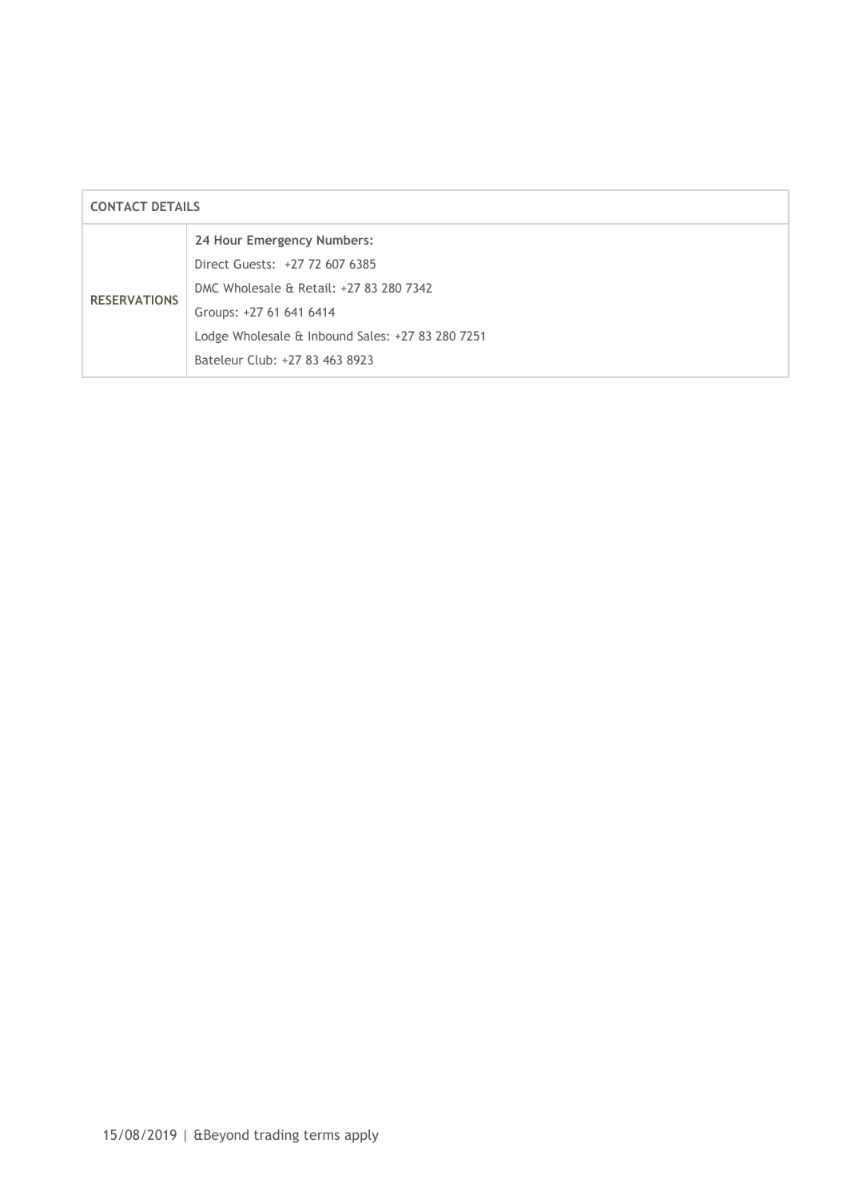| CONTACT DETAILS | |
|---|---|
| RESERVATIONS | **24 Hour Emergency Numbers:**<br>Direct Guests: +27 72 607 6385<br>DMC Wholesale & Retail: +27 83 280 7342<br>Groups: +27 61 641 6414<br>Lodge Wholesale & Inbound Sales: +27 83 280 7251<br>Bateleur Club: +27 83 463 8923 |

15/08/2019 | &Beyond trading terms apply